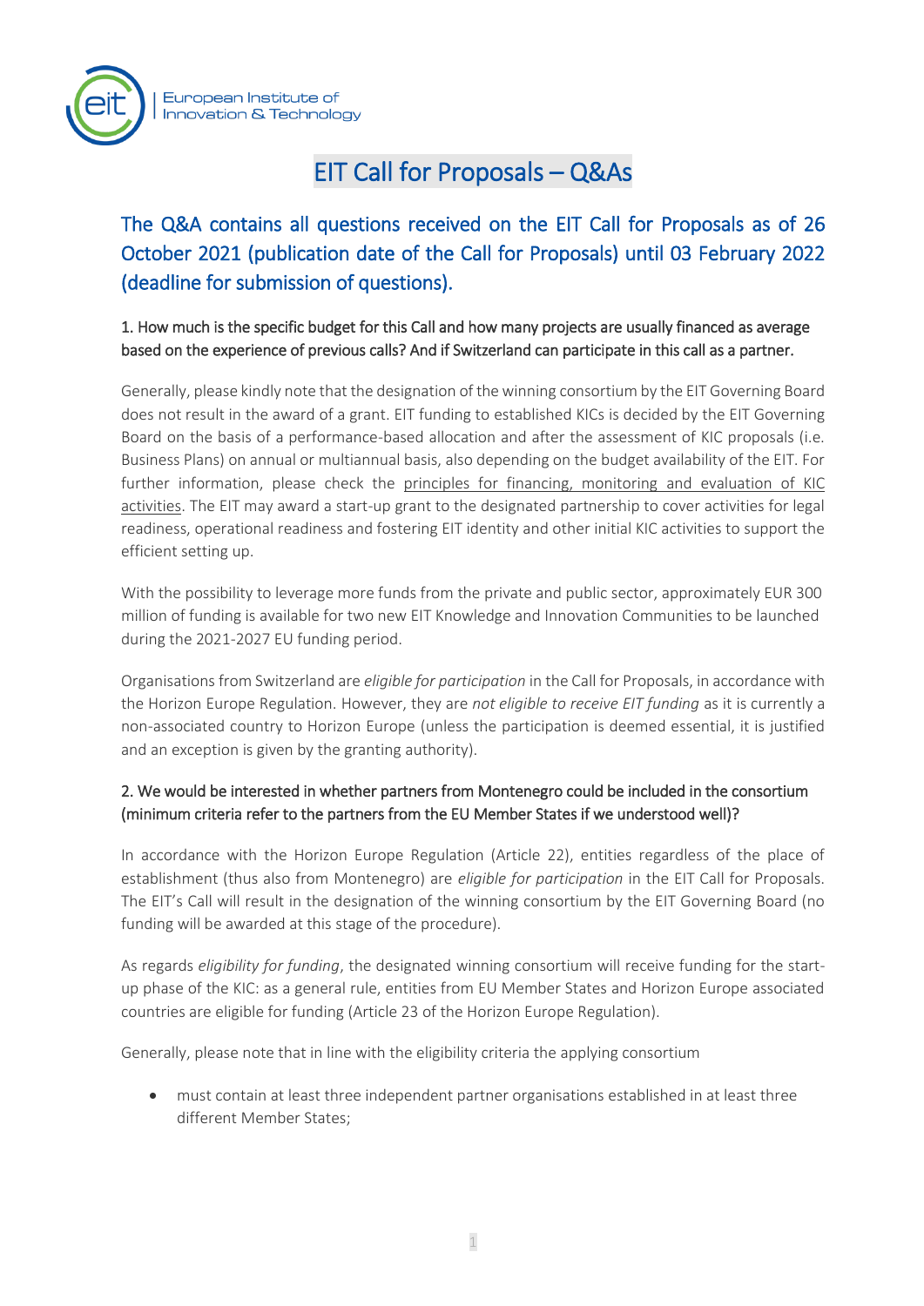# EIT Call for Proposals – Q&As

## The Q&A contains all questions received on the EIT Call for Proposals as of 26 October 2021 (publication date of the Call for Proposals) until 03 February 2022 (deadline for submission of questions).

### 1. How much is the specific budget for this Call and how many projects are usually financed as average based on the experience of previous calls? And if Switzerland can participate in this call as a partner.

Generally, please kindly note that the designation of the winning consortium by the EIT Governing Board does not result in the award of a grant. EIT funding to established KICs is decided by the EIT Governing Board on the basis of a performance-based allocation and after the assessment of KIC proposals (i.e. Business Plans) on annual or multiannual basis, also depending on the budget availability of the EIT. For further information, please check the principles for financing, monitoring and evaluation of KIC activities. The EIT may award a start-up grant to the designated partnership to cover activities for legal readiness, operational readiness and fostering EIT identity and other initial KIC activities to support the efficient setting up.

With the possibility to leverage more funds from the private and public sector, approximately EUR 300 million of funding is available for two new EIT Knowledge and Innovation Communities to be launched during the 2021-2027 EU funding period.

Organisations from Switzerland are *eligible for participation* in the Call for Proposals, in accordance with the Horizon Europe Regulation. However, they are *not eligible to receive EIT funding* as it is currently a non-associated country to Horizon Europe (unless the participation is deemed essential, it is justified and an exception is given by the granting authority).

### 2. We would be interested in whether partners from Montenegro could be included in the consortium (minimum criteria refer to the partners from the EU Member States if we understood well)?

In accordance with the Horizon Europe Regulation (Article 22), entities regardless of the place of establishment (thus also from Montenegro) are *eligible for participation* in the EIT Call for Proposals. The EIT's Call will result in the designation of the winning consortium by the EIT Governing Board (no funding will be awarded at this stage of the procedure).

As regards *eligibility for funding*, the designated winning consortium will receive funding for the start-up phase of the KIC: as a general rule, entities from EU Member States and Horizon Europe associated countries are eligible for funding (Article 23 of the Horizon Europe Regulation).

Generally, please note that in line with the eligibility criteria the applying consortium

- must contain at least three independent partner organisations established in at least three different Member States;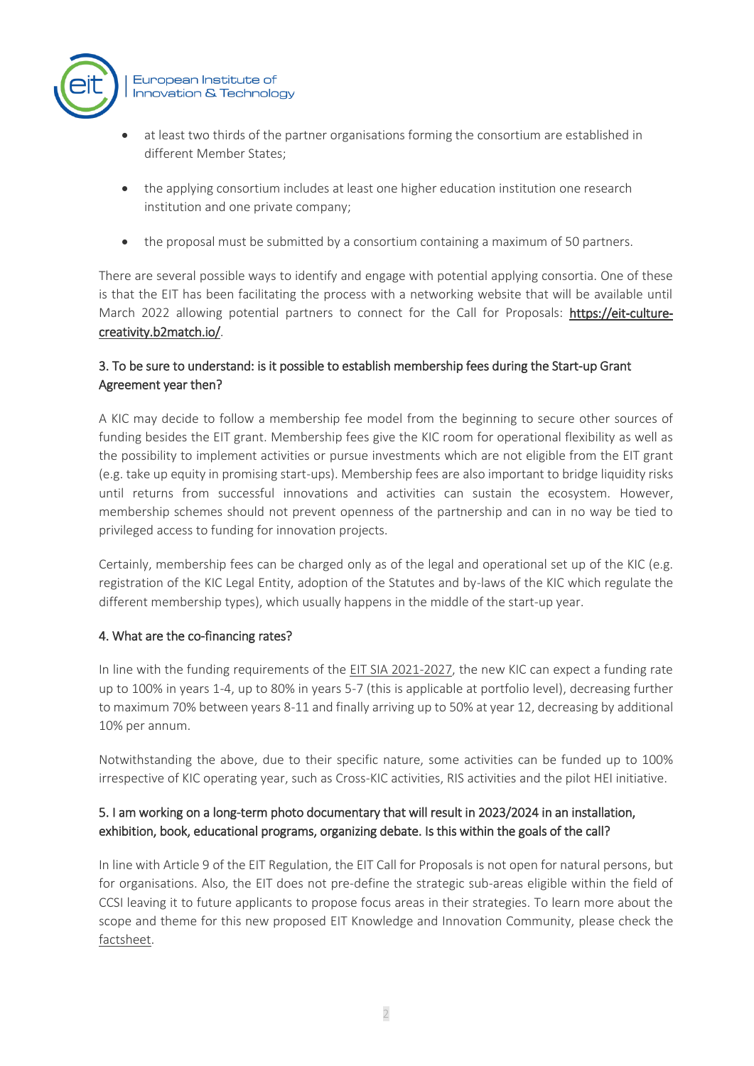- at least two thirds of the partner organisations forming the consortium are established in different Member States;
- the applying consortium includes at least one higher education institution one research institution and one private company;
- the proposal must be submitted by a consortium containing a maximum of 50 partners.

There are several possible ways to identify and engage with potential applying consortia. One of these is that the EIT has been facilitating the process with a networking website that will be available until March 2022 allowing potential partners to connect for the Call for Proposals: [https://eit-culture-creativity.b2match.io/](https://eit-culture-creativity.b2match.io/).

### 3. To be sure to understand: is it possible to establish membership fees during the Start-up Grant Agreement year then?

A KIC may decide to follow a membership fee model from the beginning to secure other sources of funding besides the EIT grant. Membership fees give the KIC room for operational flexibility as well as the possibility to implement activities or pursue investments which are not eligible from the EIT grant (e.g. take up equity in promising start-ups). Membership fees are also important to bridge liquidity risks until returns from successful innovations and activities can sustain the ecosystem. However, membership schemes should not prevent openness of the partnership and can in no way be tied to privileged access to funding for innovation projects.

Certainly, membership fees can be charged only as of the legal and operational set up of the KIC (e.g. registration of the KIC Legal Entity, adoption of the Statutes and by-laws of the KIC which regulate the different membership types), which usually happens in the middle of the start-up year.

### 4. What are the co-financing rates?

In line with the funding requirements of the EIT SIA 2021-2027, the new KIC can expect a funding rate up to 100% in years 1-4, up to 80% in years 5-7 (this is applicable at portfolio level), decreasing further to maximum 70% between years 8-11 and finally arriving up to 50% at year 12, decreasing by additional 10% per annum.

Notwithstanding the above, due to their specific nature, some activities can be funded up to 100% irrespective of KIC operating year, such as Cross-KIC activities, RIS activities and the pilot HEI initiative.

### 5. I am working on a long-term photo documentary that will result in 2023/2024 in an installation, exhibition, book, educational programs, organizing debate. Is this within the goals of the call?

In line with Article 9 of the EIT Regulation, the EIT Call for Proposals is not open for natural persons, but for organisations. Also, the EIT does not pre-define the strategic sub-areas eligible within the field of CCSI leaving it to future applicants to propose focus areas in their strategies. To learn more about the scope and theme for this new proposed EIT Knowledge and Innovation Community, please check the factsheet.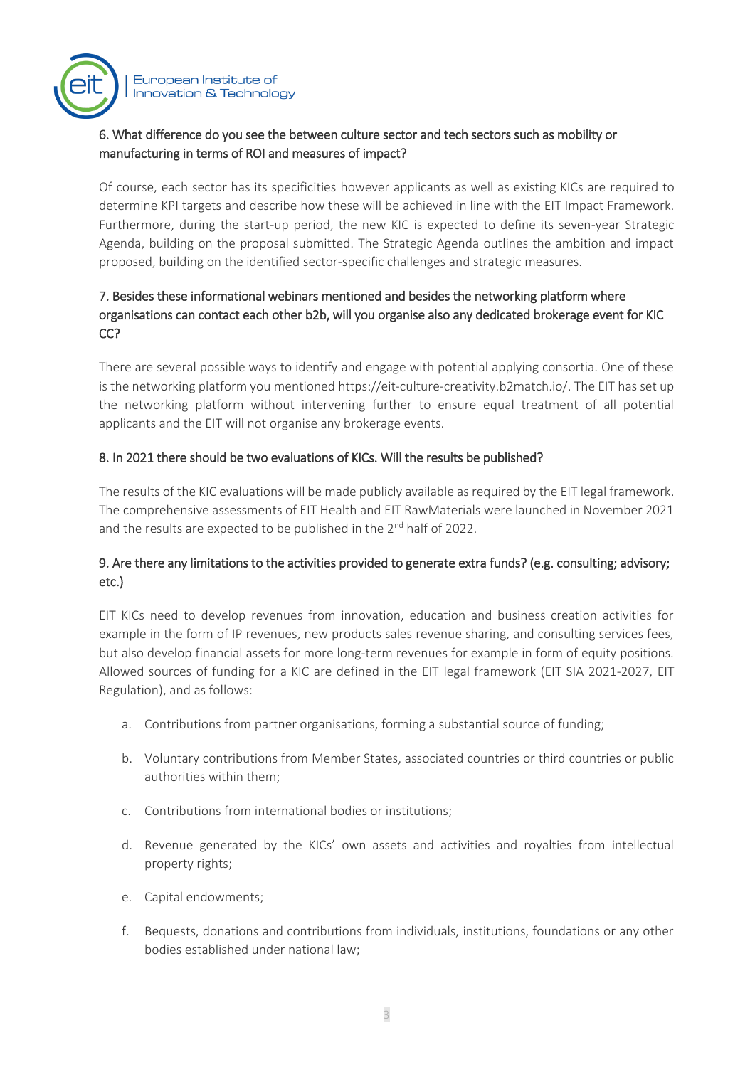### 6. What difference do you see the between culture sector and tech sectors such as mobility or manufacturing in terms of ROI and measures of impact?

Of course, each sector has its specificities however applicants as well as existing KICs are required to determine KPI targets and describe how these will be achieved in line with the EIT Impact Framework. Furthermore, during the start-up period, the new KIC is expected to define its seven-year Strategic Agenda, building on the proposal submitted. The Strategic Agenda outlines the ambition and impact proposed, building on the identified sector-specific challenges and strategic measures.

### 7. Besides these informational webinars mentioned and besides the networking platform where organisations can contact each other b2b, will you organise also any dedicated brokerage event for KIC CC?

There are several possible ways to identify and engage with potential applying consortia. One of these is the networking platform you mentioned https://eit-culture-creativity.b2match.io/. The EIT has set up the networking platform without intervening further to ensure equal treatment of all potential applicants and the EIT will not organise any brokerage events.

### 8. In 2021 there should be two evaluations of KICs. Will the results be published?

The results of the KIC evaluations will be made publicly available as required by the EIT legal framework. The comprehensive assessments of EIT Health and EIT RawMaterials were launched in November 2021 and the results are expected to be published in the 2nd half of 2022.

### 9. Are there any limitations to the activities provided to generate extra funds? (e.g. consulting; advisory; etc.)

EIT KICs need to develop revenues from innovation, education and business creation activities for example in the form of IP revenues, new products sales revenue sharing, and consulting services fees, but also develop financial assets for more long-term revenues for example in form of equity positions. Allowed sources of funding for a KIC are defined in the EIT legal framework (EIT SIA 2021-2027, EIT Regulation), and as follows:

a. Contributions from partner organisations, forming a substantial source of funding;

b. Voluntary contributions from Member States, associated countries or third countries or public authorities within them;

c. Contributions from international bodies or institutions;

d. Revenue generated by the KICs' own assets and activities and royalties from intellectual property rights;

e. Capital endowments;

f. Bequests, donations and contributions from individuals, institutions, foundations or any other bodies established under national law;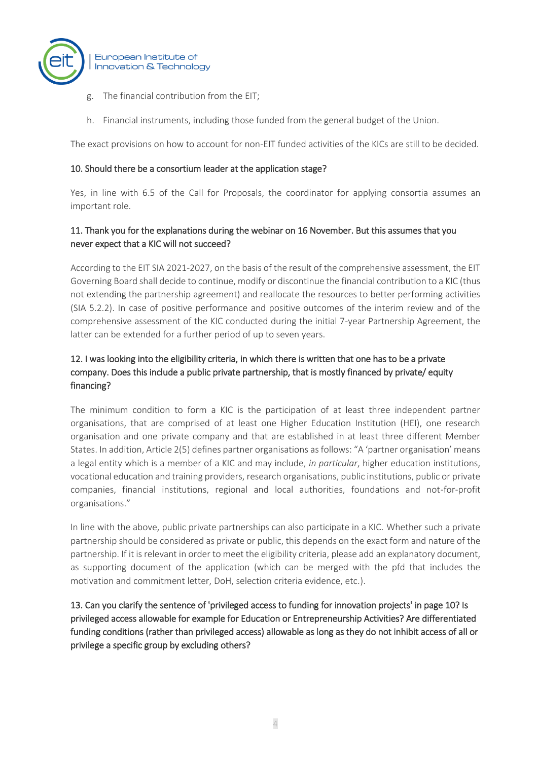g. The financial contribution from the EIT;

h. Financial instruments, including those funded from the general budget of the Union.

The exact provisions on how to account for non-EIT funded activities of the KICs are still to be decided.

### 10. Should there be a consortium leader at the application stage?

Yes, in line with 6.5 of the Call for Proposals, the coordinator for applying consortia assumes an important role.

### 11. Thank you for the explanations during the webinar on 16 November. But this assumes that you never expect that a KIC will not succeed?

According to the EIT SIA 2021-2027, on the basis of the result of the comprehensive assessment, the EIT Governing Board shall decide to continue, modify or discontinue the financial contribution to a KIC (thus not extending the partnership agreement) and reallocate the resources to better performing activities (SIA 5.2.2). In case of positive performance and positive outcomes of the interim review and of the comprehensive assessment of the KIC conducted during the initial 7-year Partnership Agreement, the latter can be extended for a further period of up to seven years.

### 12. I was looking into the eligibility criteria, in which there is written that one has to be a private company. Does this include a public private partnership, that is mostly financed by private/ equity financing?

The minimum condition to form a KIC is the participation of at least three independent partner organisations, that are comprised of at least one Higher Education Institution (HEI), one research organisation and one private company and that are established in at least three different Member States. In addition, Article 2(5) defines partner organisations as follows: "A 'partner organisation' means a legal entity which is a member of a KIC and may include, *in particular*, higher education institutions, vocational education and training providers, research organisations, public institutions, public or private companies, financial institutions, regional and local authorities, foundations and not-for-profit organisations."

In line with the above, public private partnerships can also participate in a KIC. Whether such a private partnership should be considered as private or public, this depends on the exact form and nature of the partnership. If it is relevant in order to meet the eligibility criteria, please add an explanatory document, as supporting document of the application (which can be merged with the pfd that includes the motivation and commitment letter, DoH, selection criteria evidence, etc.).

### 13. Can you clarify the sentence of 'privileged access to funding for innovation projects' in page 10? Is privileged access allowable for example for Education or Entrepreneurship Activities? Are differentiated funding conditions (rather than privileged access) allowable as long as they do not inhibit access of all or privilege a specific group by excluding others?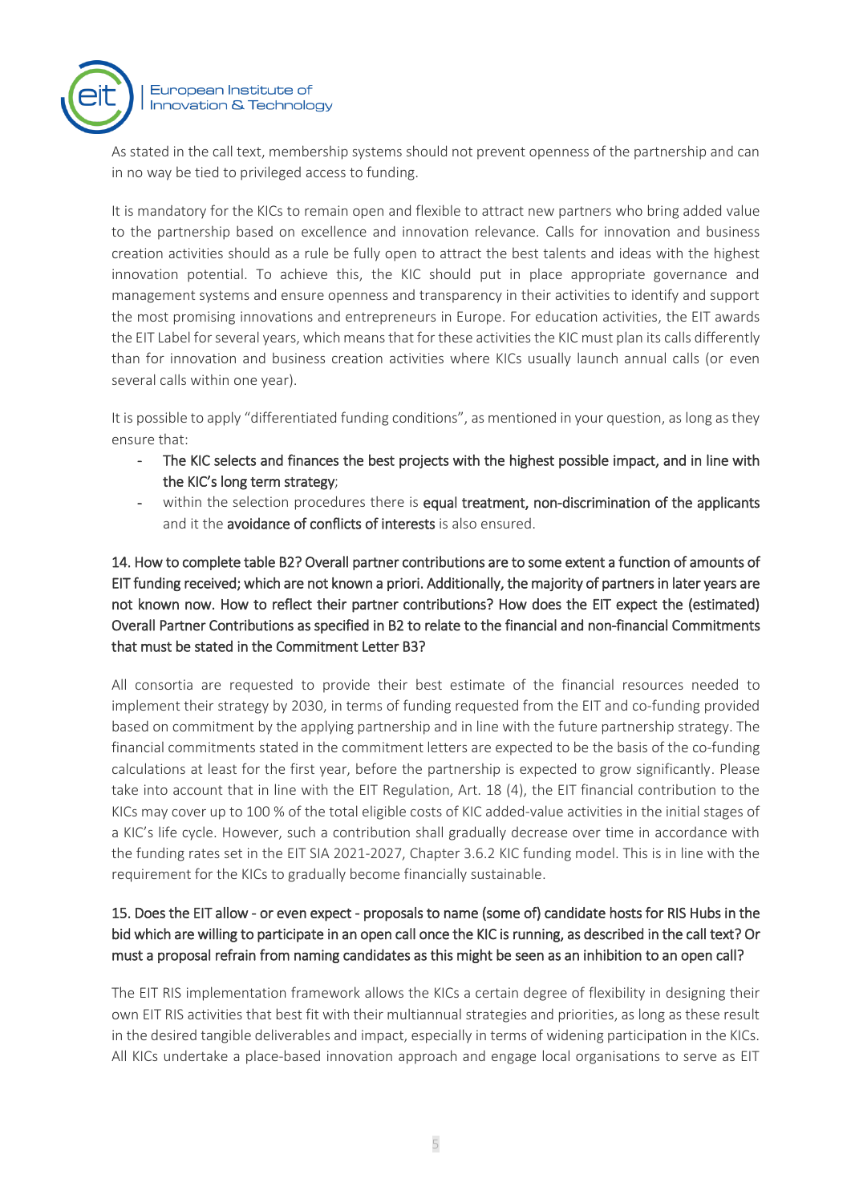As stated in the call text, membership systems should not prevent openness of the partnership and can in no way be tied to privileged access to funding.

It is mandatory for the KICs to remain open and flexible to attract new partners who bring added value to the partnership based on excellence and innovation relevance. Calls for innovation and business creation activities should as a rule be fully open to attract the best talents and ideas with the highest innovation potential. To achieve this, the KIC should put in place appropriate governance and management systems and ensure openness and transparency in their activities to identify and support the most promising innovations and entrepreneurs in Europe. For education activities, the EIT awards the EIT Label for several years, which means that for these activities the KIC must plan its calls differently than for innovation and business creation activities where KICs usually launch annual calls (or even several calls within one year).

It is possible to apply "differentiated funding conditions", as mentioned in your question, as long as they ensure that:

- The KIC selects and finances the best projects with the highest possible impact, and in line with the KIC's long term strategy;
- within the selection procedures there is **equal treatment, non-discrimination of the applicants** and it the **avoidance of conflicts of interests** is also ensured.

**14. How to complete table B2? Overall partner contributions are to some extent a function of amounts of EIT funding received; which are not known a priori. Additionally, the majority of partners in later years are not known now. How to reflect their partner contributions? How does the EIT expect the (estimated) Overall Partner Contributions as specified in B2 to relate to the financial and non-financial Commitments that must be stated in the Commitment Letter B3?**

All consortia are requested to provide their best estimate of the financial resources needed to implement their strategy by 2030, in terms of funding requested from the EIT and co-funding provided based on commitment by the applying partnership and in line with the future partnership strategy. The financial commitments stated in the commitment letters are expected to be the basis of the co-funding calculations at least for the first year, before the partnership is expected to grow significantly. Please take into account that in line with the EIT Regulation, Art. 18 (4), the EIT financial contribution to the KICs may cover up to 100 % of the total eligible costs of KIC added-value activities in the initial stages of a KIC's life cycle. However, such a contribution shall gradually decrease over time in accordance with the funding rates set in the EIT SIA 2021-2027, Chapter 3.6.2 KIC funding model. This is in line with the requirement for the KICs to gradually become financially sustainable.

**15. Does the EIT allow - or even expect - proposals to name (some of) candidate hosts for RIS Hubs in the bid which are willing to participate in an open call once the KIC is running, as described in the call text? Or must a proposal refrain from naming candidates as this might be seen as an inhibition to an open call?**

The EIT RIS implementation framework allows the KICs a certain degree of flexibility in designing their own EIT RIS activities that best fit with their multiannual strategies and priorities, as long as these result in the desired tangible deliverables and impact, especially in terms of widening participation in the KICs. All KICs undertake a place-based innovation approach and engage local organisations to serve as EIT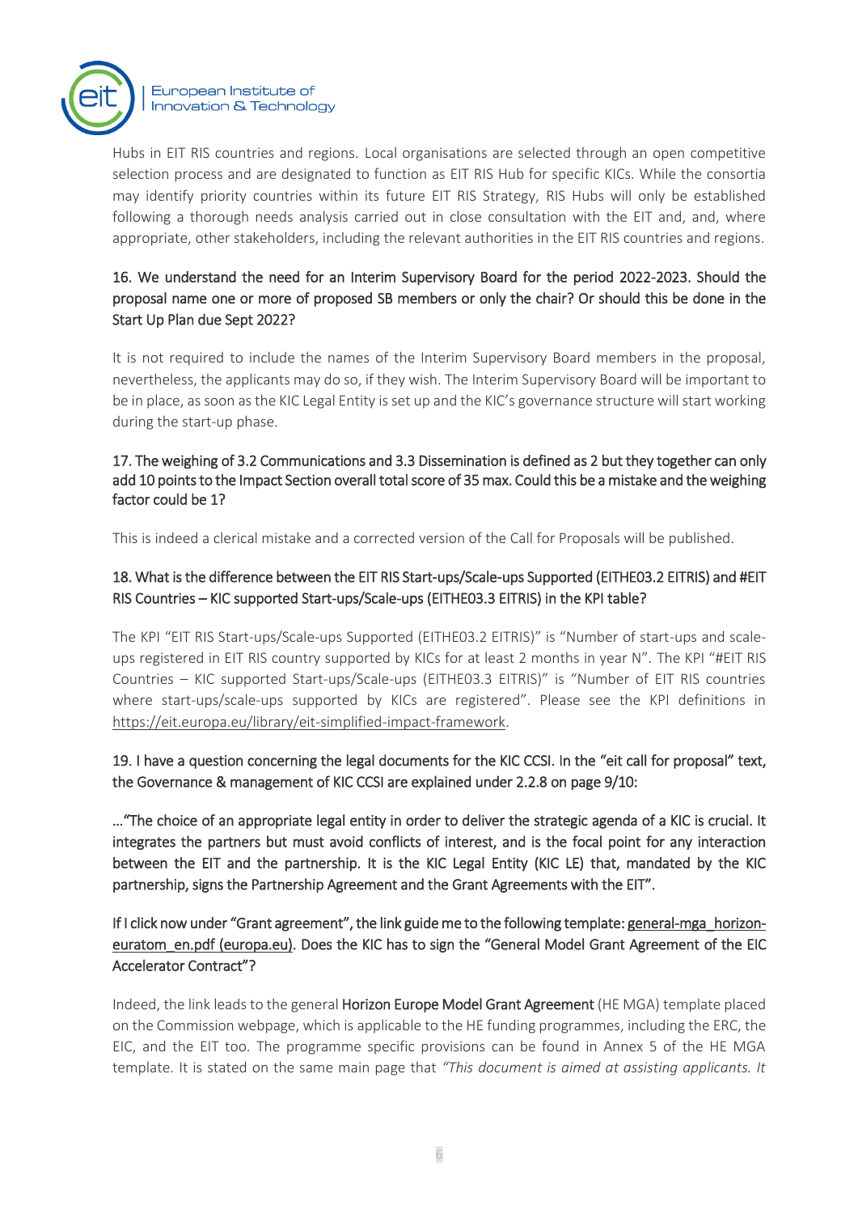Hubs in EIT RIS countries and regions. Local organisations are selected through an open competitive selection process and are designated to function as EIT RIS Hub for specific KICs. While the consortia may identify priority countries within its future EIT RIS Strategy, RIS Hubs will only be established following a thorough needs analysis carried out in close consultation with the EIT and, and, where appropriate, other stakeholders, including the relevant authorities in the EIT RIS countries and regions.

**16. We understand the need for an Interim Supervisory Board for the period 2022-2023. Should the proposal name one or more of proposed SB members or only the chair? Or should this be done in the Start Up Plan due Sept 2022?**

It is not required to include the names of the Interim Supervisory Board members in the proposal, nevertheless, the applicants may do so, if they wish. The Interim Supervisory Board will be important to be in place, as soon as the KIC Legal Entity is set up and the KIC's governance structure will start working during the start-up phase.

**17. The weighing of 3.2 Communications and 3.3 Dissemination is defined as 2 but they together can only add 10 points to the Impact Section overall total score of 35 max. Could this be a mistake and the weighing factor could be 1?**

This is indeed a clerical mistake and a corrected version of the Call for Proposals will be published.

**18. What is the difference between the EIT RIS Start-ups/Scale-ups Supported (EITHE03.2 EITRIS) and #EIT RIS Countries – KIC supported Start-ups/Scale-ups (EITHE03.3 EITRIS) in the KPI table?**

The KPI "EIT RIS Start-ups/Scale-ups Supported (EITHE03.2 EITRIS)" is "Number of start-ups and scale-ups registered in EIT RIS country supported by KICs for at least 2 months in year N". The KPI "#EIT RIS Countries – KIC supported Start-ups/Scale-ups (EITHE03.3 EITRIS)" is "Number of EIT RIS countries where start-ups/scale-ups supported by KICs are registered". Please see the KPI definitions in https://eit.europa.eu/library/eit-simplified-impact-framework.

**19. I have a question concerning the legal documents for the KIC CCSI. In the "eit call for proposal" text, the Governance & management of KIC CCSI are explained under 2.2.8 on page 9/10:**

**…"The choice of an appropriate legal entity in order to deliver the strategic agenda of a KIC is crucial. It integrates the partners but must avoid conflicts of interest, and is the focal point for any interaction between the EIT and the partnership. It is the KIC Legal Entity (KIC LE) that, mandated by the KIC partnership, signs the Partnership Agreement and the Grant Agreements with the EIT".**

**If I click now under "Grant agreement", the link guide me to the following template: general-mga_horizon-euratom_en.pdf (europa.eu). Does the KIC has to sign the "General Model Grant Agreement of the EIC Accelerator Contract"?**

Indeed, the link leads to the general **Horizon Europe Model Grant Agreement** (HE MGA) template placed on the Commission webpage, which is applicable to the HE funding programmes, including the ERC, the EIC, and the EIT too. The programme specific provisions can be found in Annex 5 of the HE MGA template. It is stated on the same main page that *"This document is aimed at assisting applicants. It*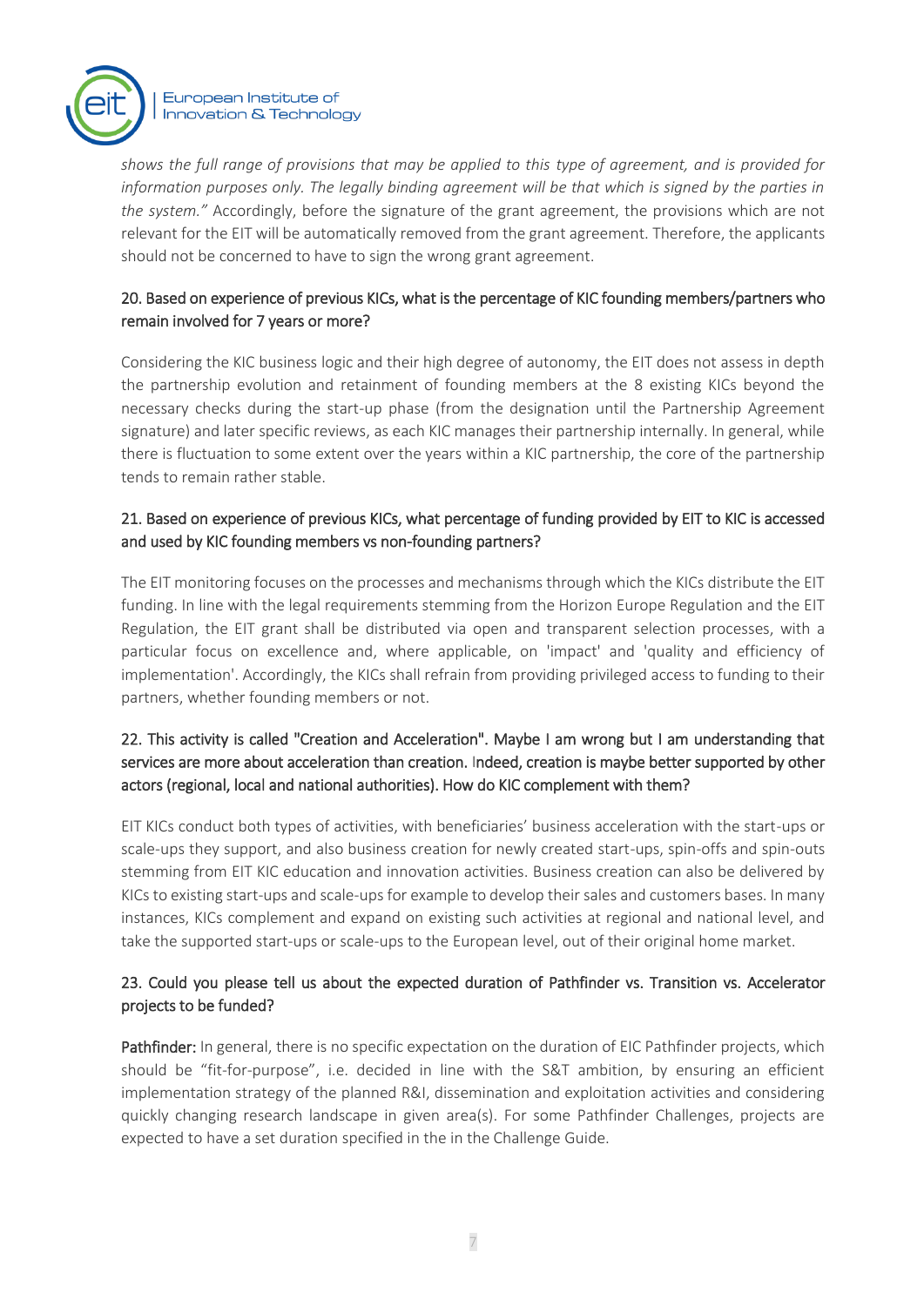*shows the full range of provisions that may be applied to this type of agreement, and is provided for information purposes only. The legally binding agreement will be that which is signed by the parties in the system."* Accordingly, before the signature of the grant agreement, the provisions which are not relevant for the EIT will be automatically removed from the grant agreement. Therefore, the applicants should not be concerned to have to sign the wrong grant agreement.

### 20. Based on experience of previous KICs, what is the percentage of KIC founding members/partners who remain involved for 7 years or more?

Considering the KIC business logic and their high degree of autonomy, the EIT does not assess in depth the partnership evolution and retainment of founding members at the 8 existing KICs beyond the necessary checks during the start-up phase (from the designation until the Partnership Agreement signature) and later specific reviews, as each KIC manages their partnership internally. In general, while there is fluctuation to some extent over the years within a KIC partnership, the core of the partnership tends to remain rather stable.

### 21. Based on experience of previous KICs, what percentage of funding provided by EIT to KIC is accessed and used by KIC founding members vs non-founding partners?

The EIT monitoring focuses on the processes and mechanisms through which the KICs distribute the EIT funding. In line with the legal requirements stemming from the Horizon Europe Regulation and the EIT Regulation, the EIT grant shall be distributed via open and transparent selection processes, with a particular focus on excellence and, where applicable, on 'impact' and 'quality and efficiency of implementation'. Accordingly, the KICs shall refrain from providing privileged access to funding to their partners, whether founding members or not.

### 22. This activity is called "Creation and Acceleration". Maybe I am wrong but I am understanding that services are more about acceleration than creation. Indeed, creation is maybe better supported by other actors (regional, local and national authorities). How do KIC complement with them?

EIT KICs conduct both types of activities, with beneficiaries' business acceleration with the start-ups or scale-ups they support, and also business creation for newly created start-ups, spin-offs and spin-outs stemming from EIT KIC education and innovation activities. Business creation can also be delivered by KICs to existing start-ups and scale-ups for example to develop their sales and customers bases. In many instances, KICs complement and expand on existing such activities at regional and national level, and take the supported start-ups or scale-ups to the European level, out of their original home market.

### 23. Could you please tell us about the expected duration of Pathfinder vs. Transition vs. Accelerator projects to be funded?

**Pathfinder:** In general, there is no specific expectation on the duration of EIC Pathfinder projects, which should be "fit-for-purpose", i.e. decided in line with the S&T ambition, by ensuring an efficient implementation strategy of the planned R&I, dissemination and exploitation activities and considering quickly changing research landscape in given area(s). For some Pathfinder Challenges, projects are expected to have a set duration specified in the in the Challenge Guide.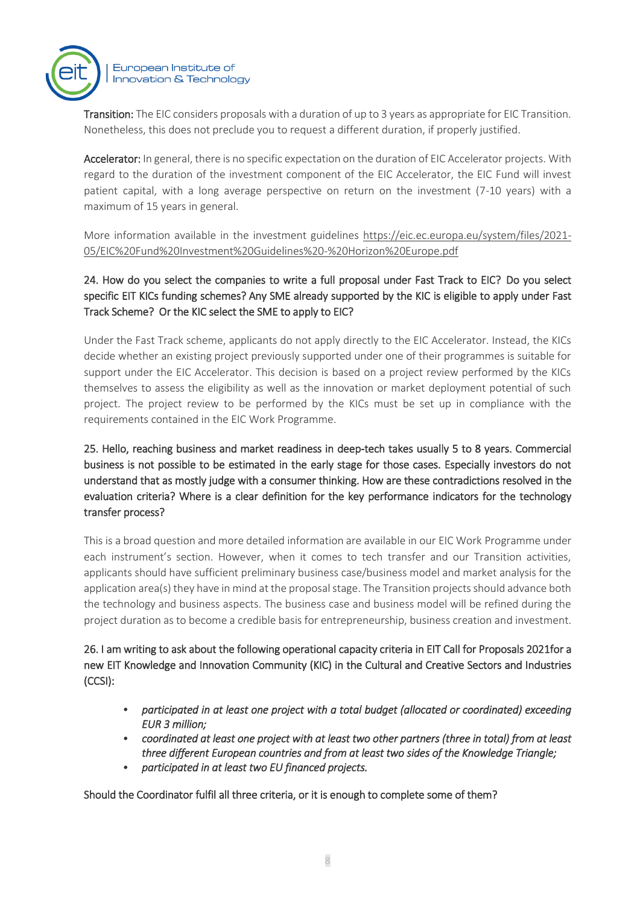**Transition:** The EIC considers proposals with a duration of up to 3 years as appropriate for EIC Transition. Nonetheless, this does not preclude you to request a different duration, if properly justified.

**Accelerator:** In general, there is no specific expectation on the duration of EIC Accelerator projects. With regard to the duration of the investment component of the EIC Accelerator, the EIC Fund will invest patient capital, with a long average perspective on return on the investment (7-10 years) with a maximum of 15 years in general.

More information available in the investment guidelines https://eic.ec.europa.eu/system/files/2021-05/EIC%20Fund%20Investment%20Guidelines%20-%20Horizon%20Europe.pdf

### 24. How do you select the companies to write a full proposal under Fast Track to EIC? Do you select specific EIT KICs funding schemes? Any SME already supported by the KIC is eligible to apply under Fast Track Scheme? Or the KIC select the SME to apply to EIC?

Under the Fast Track scheme, applicants do not apply directly to the EIC Accelerator. Instead, the KICs decide whether an existing project previously supported under one of their programmes is suitable for support under the EIC Accelerator. This decision is based on a project review performed by the KICs themselves to assess the eligibility as well as the innovation or market deployment potential of such project. The project review to be performed by the KICs must be set up in compliance with the requirements contained in the EIC Work Programme.

### 25. Hello, reaching business and market readiness in deep-tech takes usually 5 to 8 years. Commercial business is not possible to be estimated in the early stage for those cases. Especially investors do not understand that as mostly judge with a consumer thinking. How are these contradictions resolved in the evaluation criteria? Where is a clear definition for the key performance indicators for the technology transfer process?

This is a broad question and more detailed information are available in our EIC Work Programme under each instrument's section. However, when it comes to tech transfer and our Transition activities, applicants should have sufficient preliminary business case/business model and market analysis for the application area(s) they have in mind at the proposal stage. The Transition projects should advance both the technology and business aspects. The business case and business model will be refined during the project duration as to become a credible basis for entrepreneurship, business creation and investment.

### 26. I am writing to ask about the following operational capacity criteria in EIT Call for Proposals 2021for a new EIT Knowledge and Innovation Community (KIC) in the Cultural and Creative Sectors and Industries (CCSI):

- *participated in at least one project with a total budget (allocated or coordinated) exceeding EUR 3 million;*
- *coordinated at least one project with at least two other partners (three in total) from at least three different European countries and from at least two sides of the Knowledge Triangle;*
- *participated in at least two EU financed projects.*

Should the Coordinator fulfil all three criteria, or it is enough to complete some of them?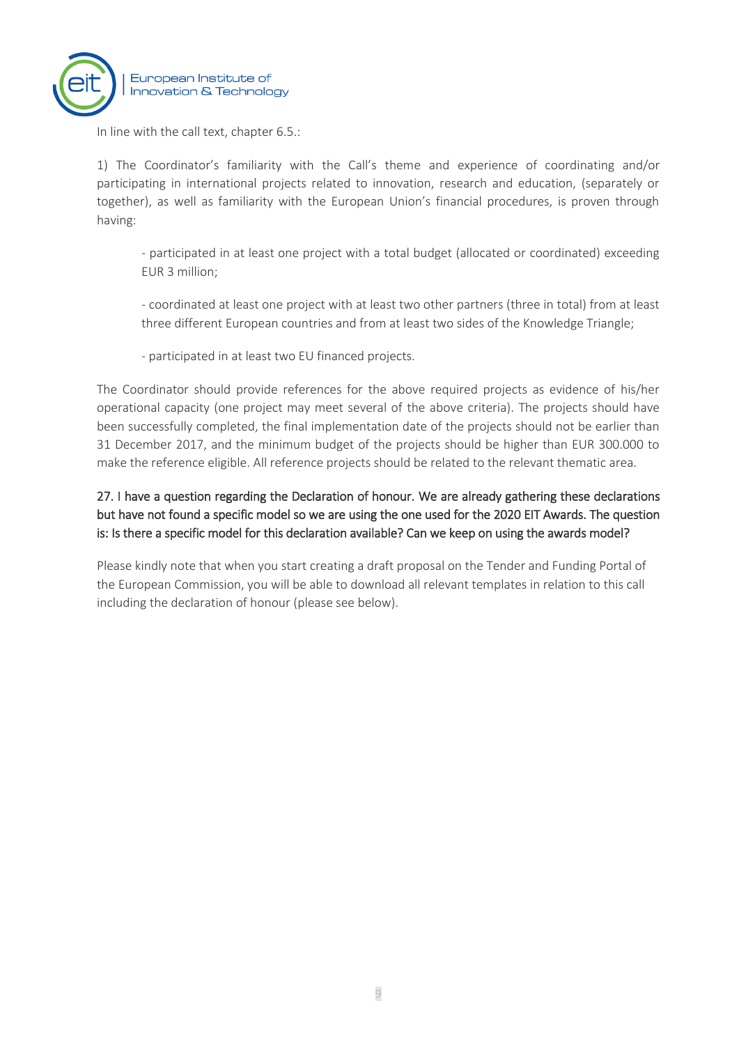In line with the call text, chapter 6.5.:

1) The Coordinator's familiarity with the Call's theme and experience of coordinating and/or participating in international projects related to innovation, research and education, (separately or together), as well as familiarity with the European Union's financial procedures, is proven through having:

- participated in at least one project with a total budget (allocated or coordinated) exceeding EUR 3 million;

- coordinated at least one project with at least two other partners (three in total) from at least three different European countries and from at least two sides of the Knowledge Triangle;

- participated in at least two EU financed projects.

The Coordinator should provide references for the above required projects as evidence of his/her operational capacity (one project may meet several of the above criteria). The projects should have been successfully completed, the final implementation date of the projects should not be earlier than 31 December 2017, and the minimum budget of the projects should be higher than EUR 300.000 to make the reference eligible. All reference projects should be related to the relevant thematic area.

### 27. I have a question regarding the Declaration of honour. We are already gathering these declarations but have not found a specific model so we are using the one used for the 2020 EIT Awards. The question is: Is there a specific model for this declaration available? Can we keep on using the awards model?

Please kindly note that when you start creating a draft proposal on the Tender and Funding Portal of the European Commission, you will be able to download all relevant templates in relation to this call including the declaration of honour (please see below).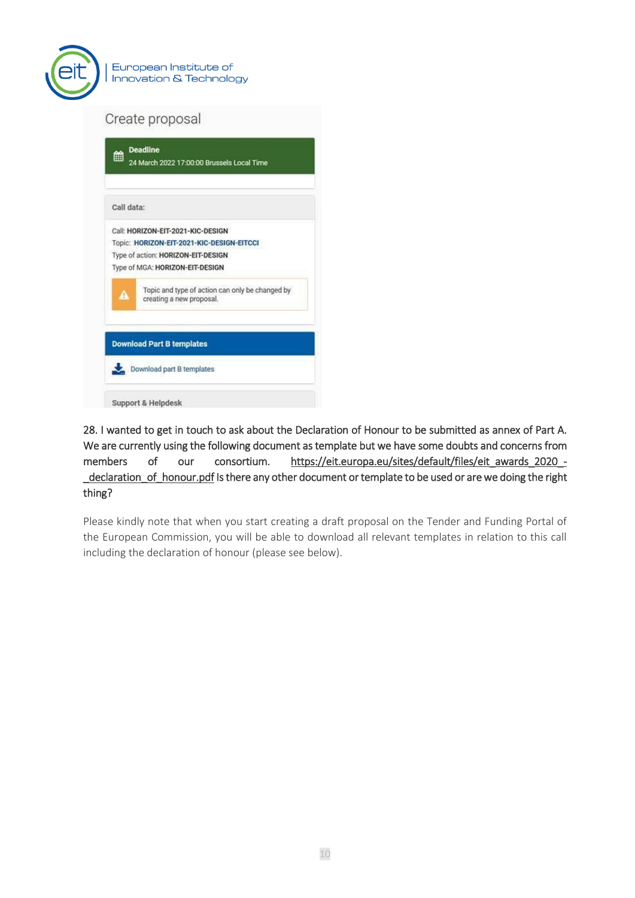Create proposal

**Deadline**
24 March 2022 17:00:00 Brussels Local Time

**Call data:**

Call: **HORIZON-EIT-2021-KIC-DESIGN**
Topic: **HORIZON-EIT-2021-KIC-DESIGN-EITCCI**
Type of action: **HORIZON-EIT-DESIGN**
Type of MGA: **HORIZON-EIT-DESIGN**

Topic and type of action can only be changed by creating a new proposal.

**Download Part B templates**

Download part B templates

**Support & Helpdesk**

28. I wanted to get in touch to ask about the Declaration of Honour to be submitted as annex of Part A. We are currently using the following document as template but we have some doubts and concerns from members of our consortium. https://eit.europa.eu/sites/default/files/eit_awards_2020_-_declaration_of_honour.pdf Is there any other document or template to be used or are we doing the right thing?

Please kindly note that when you start creating a draft proposal on the Tender and Funding Portal of the European Commission, you will be able to download all relevant templates in relation to this call including the declaration of honour (please see below).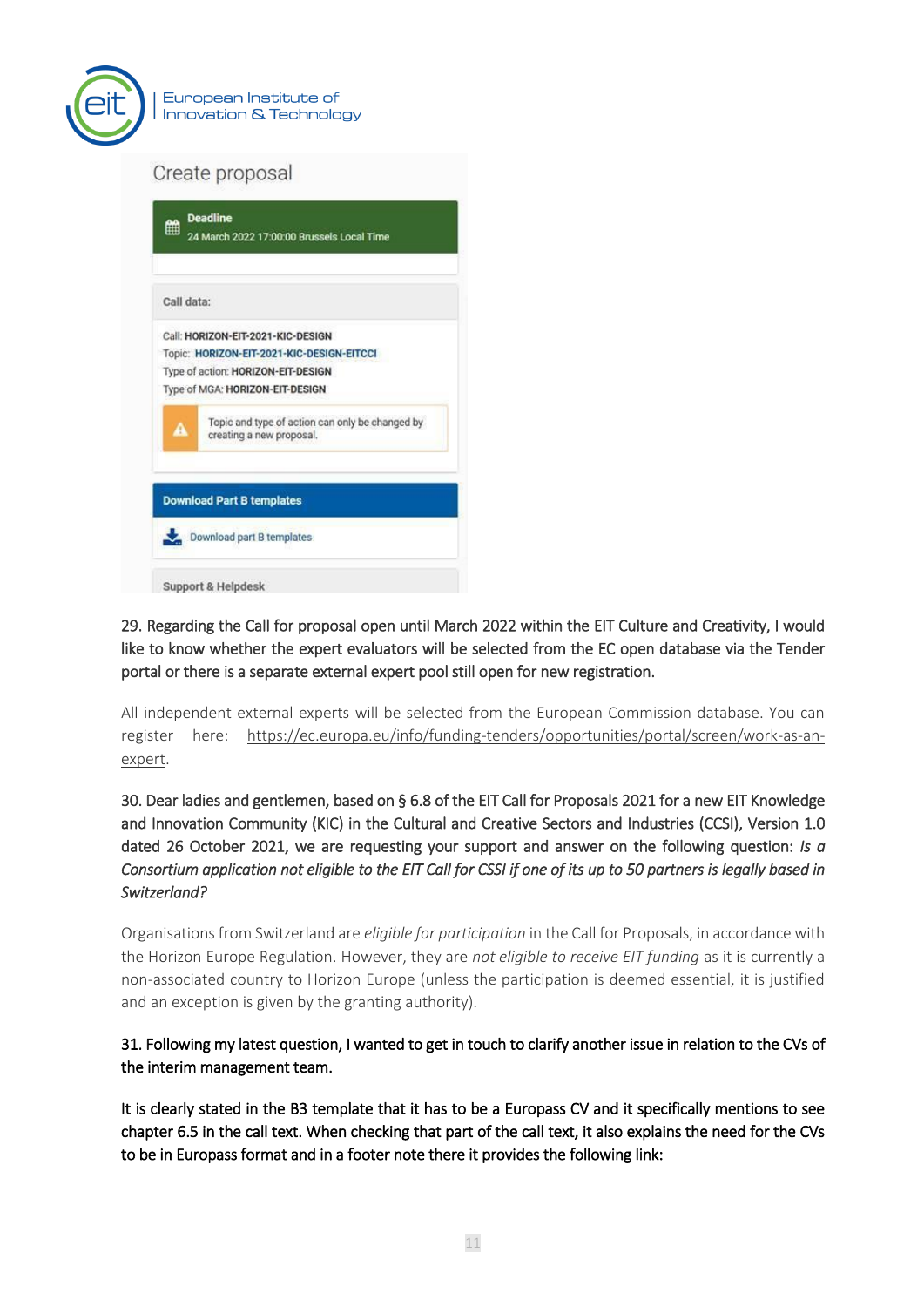Create proposal

**Deadline**
24 March 2022 17:00:00 Brussels Local Time

**Call data:**

Call: **HORIZON-EIT-2021-KIC-DESIGN**
Topic: **HORIZON-EIT-2021-KIC-DESIGN-EITCCI**
Type of action: **HORIZON-EIT-DESIGN**
Type of MGA: **HORIZON-EIT-DESIGN**

Topic and type of action can only be changed by creating a new proposal.

**Download Part B templates**

Download part B templates

Support & Helpdesk

29. Regarding the Call for proposal open until March 2022 within the EIT Culture and Creativity, I would like to know whether the expert evaluators will be selected from the EC open database via the Tender portal or there is a separate external expert pool still open for new registration.

All independent external experts will be selected from the European Commission database. You can register here: https://ec.europa.eu/info/funding-tenders/opportunities/portal/screen/work-as-an-expert.

30. Dear ladies and gentlemen, based on § 6.8 of the EIT Call for Proposals 2021 for a new EIT Knowledge and Innovation Community (KIC) in the Cultural and Creative Sectors and Industries (CCSI), Version 1.0 dated 26 October 2021, we are requesting your support and answer on the following question: *Is a Consortium application not eligible to the EIT Call for CSSI if one of its up to 50 partners is legally based in Switzerland?*

Organisations from Switzerland are *eligible for participation* in the Call for Proposals, in accordance with the Horizon Europe Regulation. However, they are *not eligible to receive EIT funding* as it is currently a non-associated country to Horizon Europe (unless the participation is deemed essential, it is justified and an exception is given by the granting authority).

31. Following my latest question, I wanted to get in touch to clarify another issue in relation to the CVs of the interim management team.

It is clearly stated in the B3 template that it has to be a Europass CV and it specifically mentions to see chapter 6.5 in the call text. When checking that part of the call text, it also explains the need for the CVs to be in Europass format and in a footer note there it provides the following link: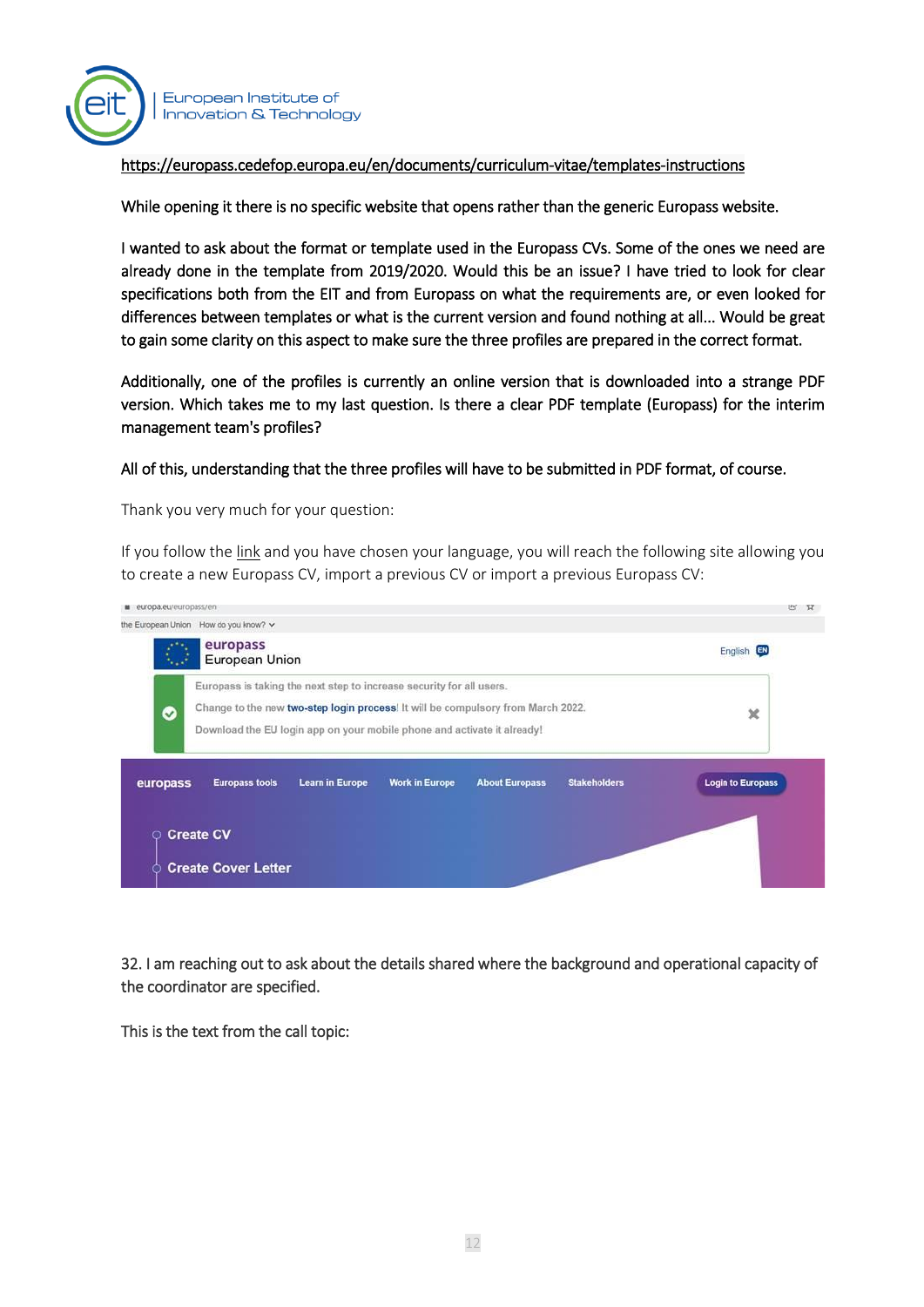https://europass.cedefop.europa.eu/en/documents/curriculum-vitae/templates-instructions

While opening it there is no specific website that opens rather than the generic Europass website.

I wanted to ask about the format or template used in the Europass CVs. Some of the ones we need are already done in the template from 2019/2020. Would this be an issue? I have tried to look for clear specifications both from the EIT and from Europass on what the requirements are, or even looked for differences between templates or what is the current version and found nothing at all... Would be great to gain some clarity on this aspect to make sure the three profiles are prepared in the correct format.

Additionally, one of the profiles is currently an online version that is downloaded into a strange PDF version. Which takes me to my last question. Is there a clear PDF template (Europass) for the interim management team's profiles?

All of this, understanding that the three profiles will have to be submitted in PDF format, of course.

Thank you very much for your question:

If you follow the link and you have chosen your language, you will reach the following site allowing you to create a new Europass CV, import a previous CV or import a previous Europass CV:

32. I am reaching out to ask about the details shared where the background and operational capacity of the coordinator are specified.

This is the text from the call topic: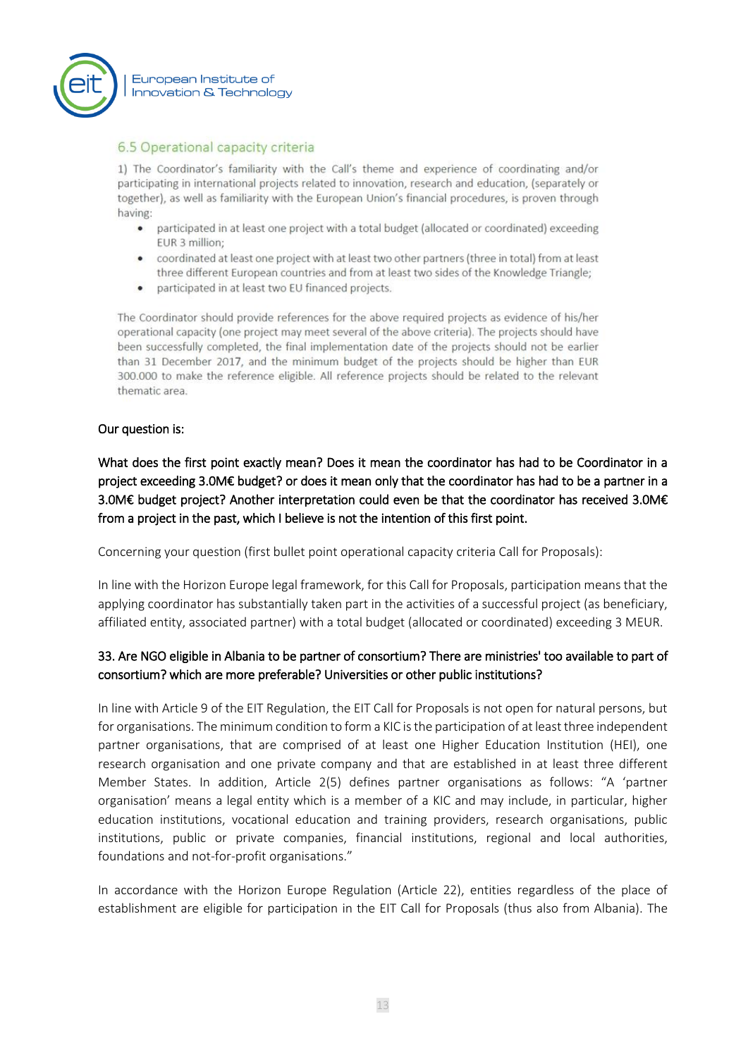## 6.5 Operational capacity criteria

1) The Coordinator's familiarity with the Call's theme and experience of coordinating and/or participating in international projects related to innovation, research and education, (separately or together), as well as familiarity with the European Union's financial procedures, is proven through having:

- participated in at least one project with a total budget (allocated or coordinated) exceeding EUR 3 million;
- coordinated at least one project with at least two other partners (three in total) from at least three different European countries and from at least two sides of the Knowledge Triangle;
- participated in at least two EU financed projects.

The Coordinator should provide references for the above required projects as evidence of his/her operational capacity (one project may meet several of the above criteria). The projects should have been successfully completed, the final implementation date of the projects should not be earlier than 31 December 2017, and the minimum budget of the projects should be higher than EUR 300.000 to make the reference eligible. All reference projects should be related to the relevant thematic area.

**Our question is:**

**What does the first point exactly mean? Does it mean the coordinator has had to be Coordinator in a project exceeding 3.0M€ budget? or does it mean only that the coordinator has had to be a partner in a 3.0M€ budget project? Another interpretation could even be that the coordinator has received 3.0M€ from a project in the past, which I believe is not the intention of this first point.**

Concerning your question (first bullet point operational capacity criteria Call for Proposals):

In line with the Horizon Europe legal framework, for this Call for Proposals, participation means that the applying coordinator has substantially taken part in the activities of a successful project (as beneficiary, affiliated entity, associated partner) with a total budget (allocated or coordinated) exceeding 3 MEUR.

**33. Are NGO eligible in Albania to be partner of consortium? There are ministries' too available to part of consortium? which are more preferable? Universities or other public institutions?**

In line with Article 9 of the EIT Regulation, the EIT Call for Proposals is not open for natural persons, but for organisations. The minimum condition to form a KIC is the participation of at least three independent partner organisations, that are comprised of at least one Higher Education Institution (HEI), one research organisation and one private company and that are established in at least three different Member States. In addition, Article 2(5) defines partner organisations as follows: "A 'partner organisation' means a legal entity which is a member of a KIC and may include, in particular, higher education institutions, vocational education and training providers, research organisations, public institutions, public or private companies, financial institutions, regional and local authorities, foundations and not-for-profit organisations."

In accordance with the Horizon Europe Regulation (Article 22), entities regardless of the place of establishment are eligible for participation in the EIT Call for Proposals (thus also from Albania). The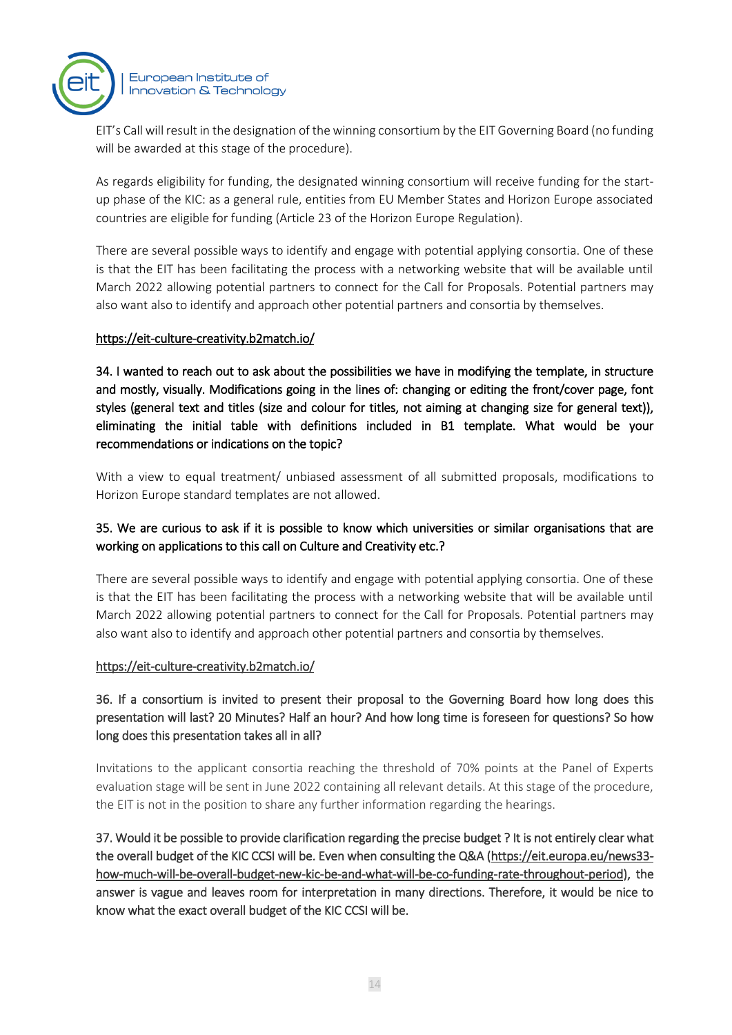EIT's Call will result in the designation of the winning consortium by the EIT Governing Board (no funding will be awarded at this stage of the procedure).

As regards eligibility for funding, the designated winning consortium will receive funding for the start-up phase of the KIC: as a general rule, entities from EU Member States and Horizon Europe associated countries are eligible for funding (Article 23 of the Horizon Europe Regulation).

There are several possible ways to identify and engage with potential applying consortia. One of these is that the EIT has been facilitating the process with a networking website that will be available until March 2022 allowing potential partners to connect for the Call for Proposals. Potential partners may also want also to identify and approach other potential partners and consortia by themselves.

https://eit-culture-creativity.b2match.io/

**34. I wanted to reach out to ask about the possibilities we have in modifying the template, in structure and mostly, visually. Modifications going in the lines of: changing or editing the front/cover page, font styles (general text and titles (size and colour for titles, not aiming at changing size for general text)), eliminating the initial table with definitions included in B1 template. What would be your recommendations or indications on the topic?**

With a view to equal treatment/ unbiased assessment of all submitted proposals, modifications to Horizon Europe standard templates are not allowed.

**35. We are curious to ask if it is possible to know which universities or similar organisations that are working on applications to this call on Culture and Creativity etc.?**

There are several possible ways to identify and engage with potential applying consortia. One of these is that the EIT has been facilitating the process with a networking website that will be available until March 2022 allowing potential partners to connect for the Call for Proposals. Potential partners may also want also to identify and approach other potential partners and consortia by themselves.

https://eit-culture-creativity.b2match.io/

**36. If a consortium is invited to present their proposal to the Governing Board how long does this presentation will last? 20 Minutes? Half an hour? And how long time is foreseen for questions? So how long does this presentation takes all in all?**

Invitations to the applicant consortia reaching the threshold of 70% points at the Panel of Experts evaluation stage will be sent in June 2022 containing all relevant details. At this stage of the procedure, the EIT is not in the position to share any further information regarding the hearings.

**37. Would it be possible to provide clarification regarding the precise budget ? It is not entirely clear what the overall budget of the KIC CCSI will be. Even when consulting the Q&A (https://eit.europa.eu/news33-how-much-will-be-overall-budget-new-kic-be-and-what-will-be-co-funding-rate-throughout-period), the answer is vague and leaves room for interpretation in many directions. Therefore, it would be nice to know what the exact overall budget of the KIC CCSI will be.**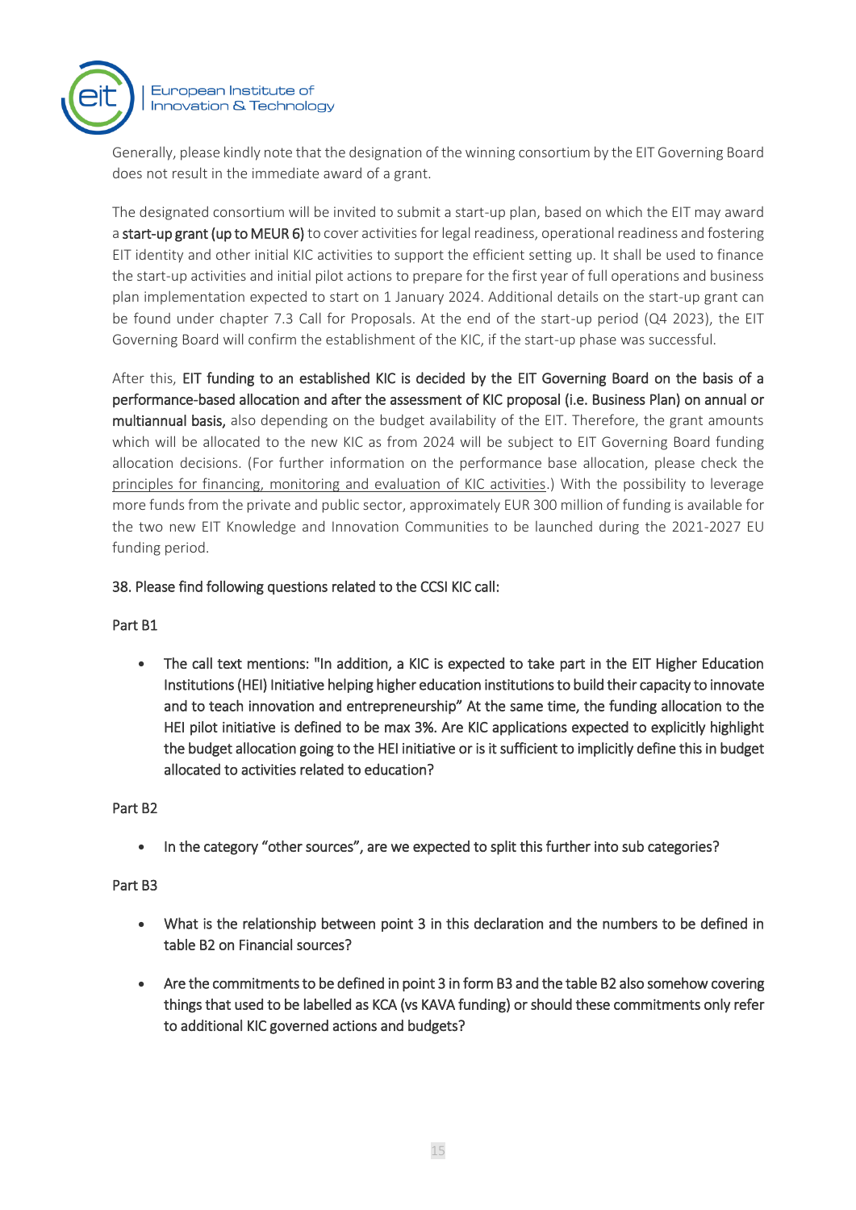Generally, please kindly note that the designation of the winning consortium by the EIT Governing Board does not result in the immediate award of a grant.

The designated consortium will be invited to submit a start-up plan, based on which the EIT may award a **start-up grant (up to MEUR 6)** to cover activities for legal readiness, operational readiness and fostering EIT identity and other initial KIC activities to support the efficient setting up. It shall be used to finance the start-up activities and initial pilot actions to prepare for the first year of full operations and business plan implementation expected to start on 1 January 2024. Additional details on the start-up grant can be found under chapter 7.3 Call for Proposals. At the end of the start-up period (Q4 2023), the EIT Governing Board will confirm the establishment of the KIC, if the start-up phase was successful.

After this, **EIT funding to an established KIC is decided by the EIT Governing Board on the basis of a performance-based allocation and after the assessment of KIC proposal (i.e. Business Plan) on annual or multiannual basis,** also depending on the budget availability of the EIT. Therefore, the grant amounts which will be allocated to the new KIC as from 2024 will be subject to EIT Governing Board funding allocation decisions. (For further information on the performance base allocation, please check the principles for financing, monitoring and evaluation of KIC activities.) With the possibility to leverage more funds from the private and public sector, approximately EUR 300 million of funding is available for the two new EIT Knowledge and Innovation Communities to be launched during the 2021-2027 EU funding period.

**38. Please find following questions related to the CCSI KIC call:**

Part B1

- **The call text mentions: "In addition, a KIC is expected to take part in the EIT Higher Education Institutions (HEI) Initiative helping higher education institutions to build their capacity to innovate and to teach innovation and entrepreneurship" At the same time, the funding allocation to the HEI pilot initiative is defined to be max 3%. Are KIC applications expected to explicitly highlight the budget allocation going to the HEI initiative or is it sufficient to implicitly define this in budget allocated to activities related to education?**

Part B2

- **In the category "other sources", are we expected to split this further into sub categories?**

Part B3

- **What is the relationship between point 3 in this declaration and the numbers to be defined in table B2 on Financial sources?**
- **Are the commitments to be defined in point 3 in form B3 and the table B2 also somehow covering things that used to be labelled as KCA (vs KAVA funding) or should these commitments only refer to additional KIC governed actions and budgets?**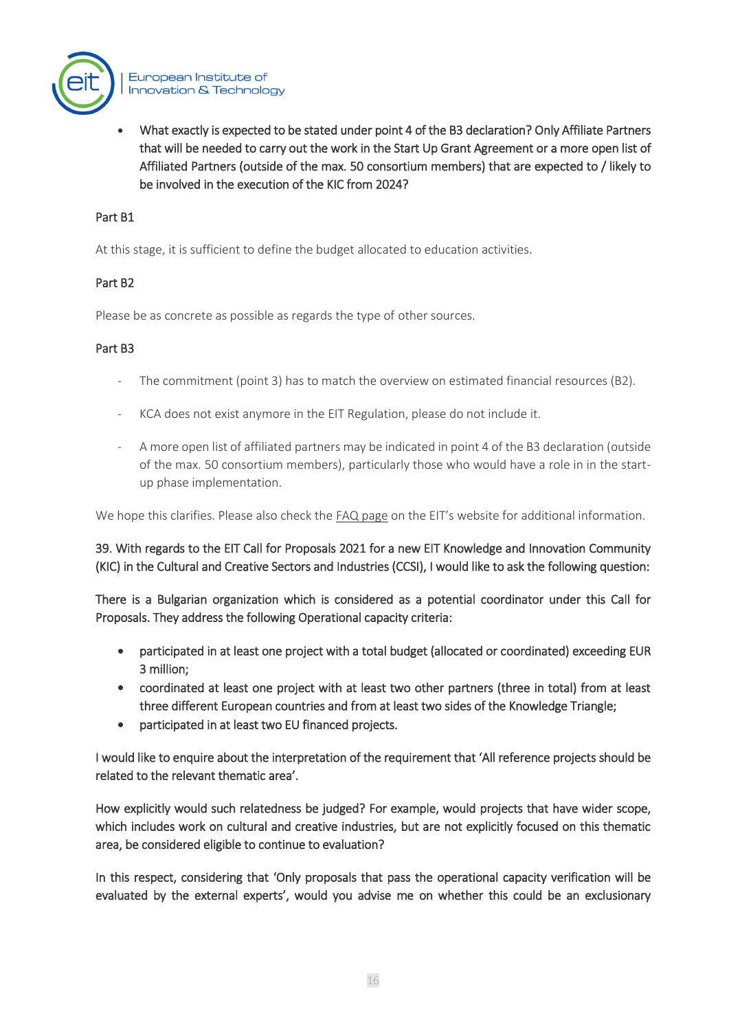- **What exactly is expected to be stated under point 4 of the B3 declaration? Only Affiliate Partners that will be needed to carry out the work in the Start Up Grant Agreement or a more open list of Affiliated Partners (outside of the max. 50 consortium members) that are expected to / likely to be involved in the execution of the KIC from 2024?**

Part B1

At this stage, it is sufficient to define the budget allocated to education activities.

Part B2

Please be as concrete as possible as regards the type of other sources.

Part B3

- The commitment (point 3) has to match the overview on estimated financial resources (B2).
- KCA does not exist anymore in the EIT Regulation, please do not include it.
- A more open list of affiliated partners may be indicated in point 4 of the B3 declaration (outside of the max. 50 consortium members), particularly those who would have a role in in the start-up phase implementation.

We hope this clarifies. Please also check the FAQ page on the EIT's website for additional information.

**39. With regards to the EIT Call for Proposals 2021 for a new EIT Knowledge and Innovation Community (KIC) in the Cultural and Creative Sectors and Industries (CCSI), I would like to ask the following question:**

**There is a Bulgarian organization which is considered as a potential coordinator under this Call for Proposals. They address the following Operational capacity criteria:**

- **participated in at least one project with a total budget (allocated or coordinated) exceeding EUR 3 million;**
- **coordinated at least one project with at least two other partners (three in total) from at least three different European countries and from at least two sides of the Knowledge Triangle;**
- **participated in at least two EU financed projects.**

**I would like to enquire about the interpretation of the requirement that 'All reference projects should be related to the relevant thematic area'.**

**How explicitly would such relatedness be judged? For example, would projects that have wider scope, which includes work on cultural and creative industries, but are not explicitly focused on this thematic area, be considered eligible to continue to evaluation?**

**In this respect, considering that 'Only proposals that pass the operational capacity verification will be evaluated by the external experts', would you advise me on whether this could be an exclusionary**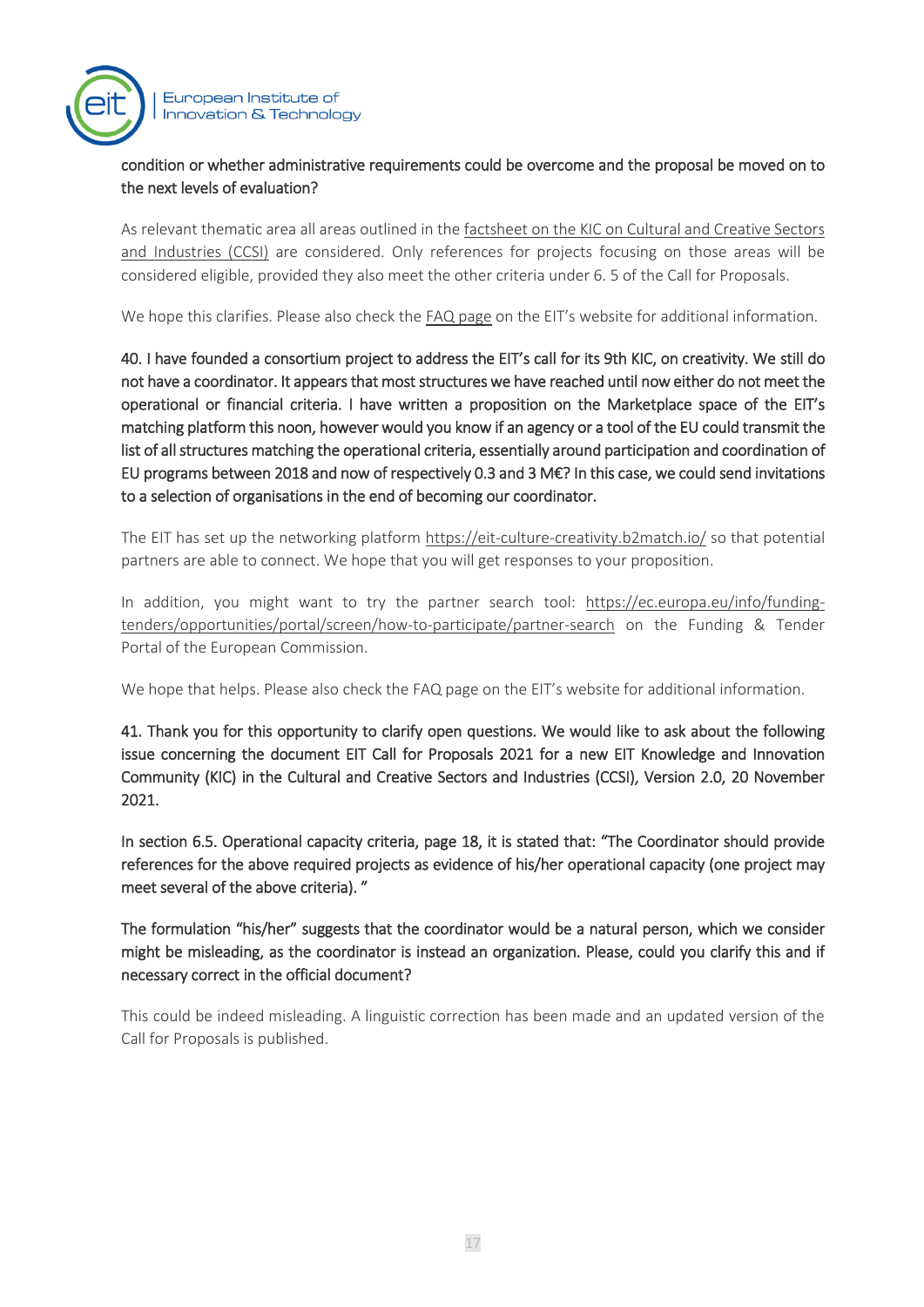**condition or whether administrative requirements could be overcome and the proposal be moved on to the next levels of evaluation?**

As relevant thematic area all areas outlined in the factsheet on the KIC on Cultural and Creative Sectors and Industries (CCSI) are considered. Only references for projects focusing on those areas will be considered eligible, provided they also meet the other criteria under 6. 5 of the Call for Proposals.

We hope this clarifies. Please also check the FAQ page on the EIT's website for additional information.

**40. I have founded a consortium project to address the EIT's call for its 9th KIC, on creativity. We still do not have a coordinator. It appears that most structures we have reached until now either do not meet the operational or financial criteria. I have written a proposition on the Marketplace space of the EIT's matching platform this noon, however would you know if an agency or a tool of the EU could transmit the list of all structures matching the operational criteria, essentially around participation and coordination of EU programs between 2018 and now of respectively 0.3 and 3 M€? In this case, we could send invitations to a selection of organisations in the end of becoming our coordinator.**

The EIT has set up the networking platform https://eit-culture-creativity.b2match.io/ so that potential partners are able to connect. We hope that you will get responses to your proposition.

In addition, you might want to try the partner search tool: https://ec.europa.eu/info/funding-tenders/opportunities/portal/screen/how-to-participate/partner-search on the Funding & Tender Portal of the European Commission.

We hope that helps. Please also check the FAQ page on the EIT's website for additional information.

**41. Thank you for this opportunity to clarify open questions. We would like to ask about the following issue concerning the document EIT Call for Proposals 2021 for a new EIT Knowledge and Innovation Community (KIC) in the Cultural and Creative Sectors and Industries (CCSI), Version 2.0, 20 November 2021.**

**In section 6.5. Operational capacity criteria, page 18, it is stated that: "The Coordinator should provide references for the above required projects as evidence of his/her operational capacity (one project may meet several of the above criteria). "**

**The formulation "his/her" suggests that the coordinator would be a natural person, which we consider might be misleading, as the coordinator is instead an organization. Please, could you clarify this and if necessary correct in the official document?**

This could be indeed misleading. A linguistic correction has been made and an updated version of the Call for Proposals is published.